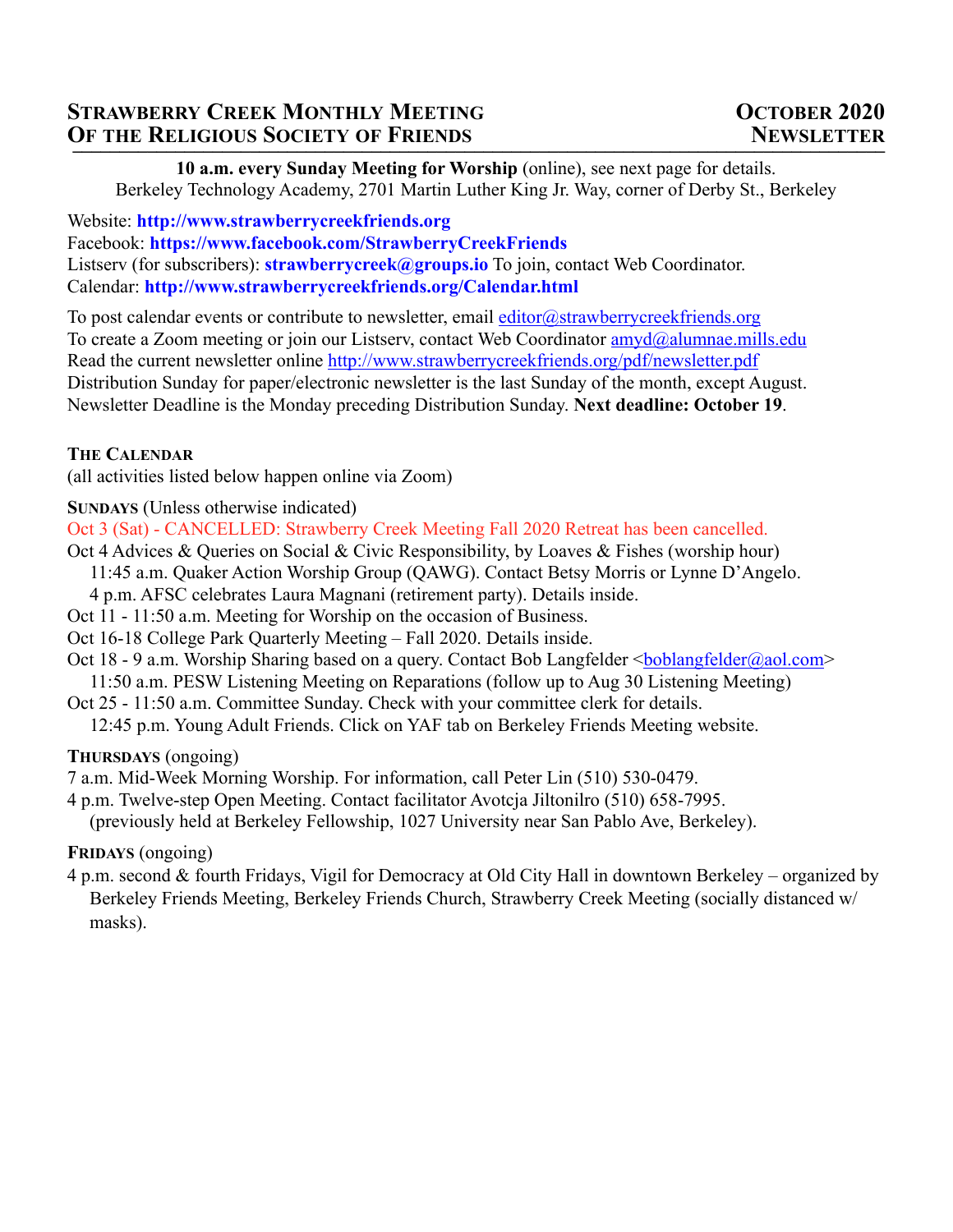# Strawberry Creek Monthly Meeting of the Religious Society of Friends

**October 2020 Newsletter**

**10 a.m. every Sunday Meeting for Worship** (online), see next page for details.
Berkeley Technology Academy, 2701 Martin Luther King Jr. Way, corner of Derby St., Berkeley

Website: **http://www.strawberrycreekfriends.org**
Facebook: **https://www.facebook.com/StrawberryCreekFriends**
Listserv (for subscribers): **strawberrycreek@groups.io** To join, contact Web Coordinator.
Calendar: **http://www.strawberrycreekfriends.org/Calendar.html**

To post calendar events or contribute to newsletter, email editor@strawberrycreekfriends.org
To create a Zoom meeting or join our Listserv, contact Web Coordinator amyd@alumnae.mills.edu
Read the current newsletter online http://www.strawberrycreekfriends.org/pdf/newsletter.pdf
Distribution Sunday for paper/electronic newsletter is the last Sunday of the month, except August.
Newsletter Deadline is the Monday preceding Distribution Sunday. **Next deadline: October 19**.

## The Calendar

(all activities listed below happen online via Zoom)

**Sundays** (Unless otherwise indicated)

Oct 3 (Sat) - CANCELLED: Strawberry Creek Meeting Fall 2020 Retreat has been cancelled.
Oct 4 Advices & Queries on Social & Civic Responsibility, by Loaves & Fishes (worship hour)
  11:45 a.m. Quaker Action Worship Group (QAWG). Contact Betsy Morris or Lynne D'Angelo.
  4 p.m. AFSC celebrates Laura Magnani (retirement party). Details inside.
Oct 11 - 11:50 a.m. Meeting for Worship on the occasion of Business.
Oct 16-18 College Park Quarterly Meeting – Fall 2020. Details inside.
Oct 18 - 9 a.m. Worship Sharing based on a query. Contact Bob Langfelder <boblangfelder@aol.com>
  11:50 a.m. PESW Listening Meeting on Reparations (follow up to Aug 30 Listening Meeting)
Oct 25 - 11:50 a.m. Committee Sunday. Check with your committee clerk for details.
  12:45 p.m. Young Adult Friends. Click on YAF tab on Berkeley Friends Meeting website.

**Thursdays** (ongoing)

7 a.m. Mid-Week Morning Worship. For information, call Peter Lin (510) 530-0479.
4 p.m. Twelve-step Open Meeting. Contact facilitator Avotcja Jiltonilro (510) 658-7995.
  (previously held at Berkeley Fellowship, 1027 University near San Pablo Ave, Berkeley).

**Fridays** (ongoing)

4 p.m. second & fourth Fridays, Vigil for Democracy at Old City Hall in downtown Berkeley – organized by Berkeley Friends Meeting, Berkeley Friends Church, Strawberry Creek Meeting (socially distanced w/ masks).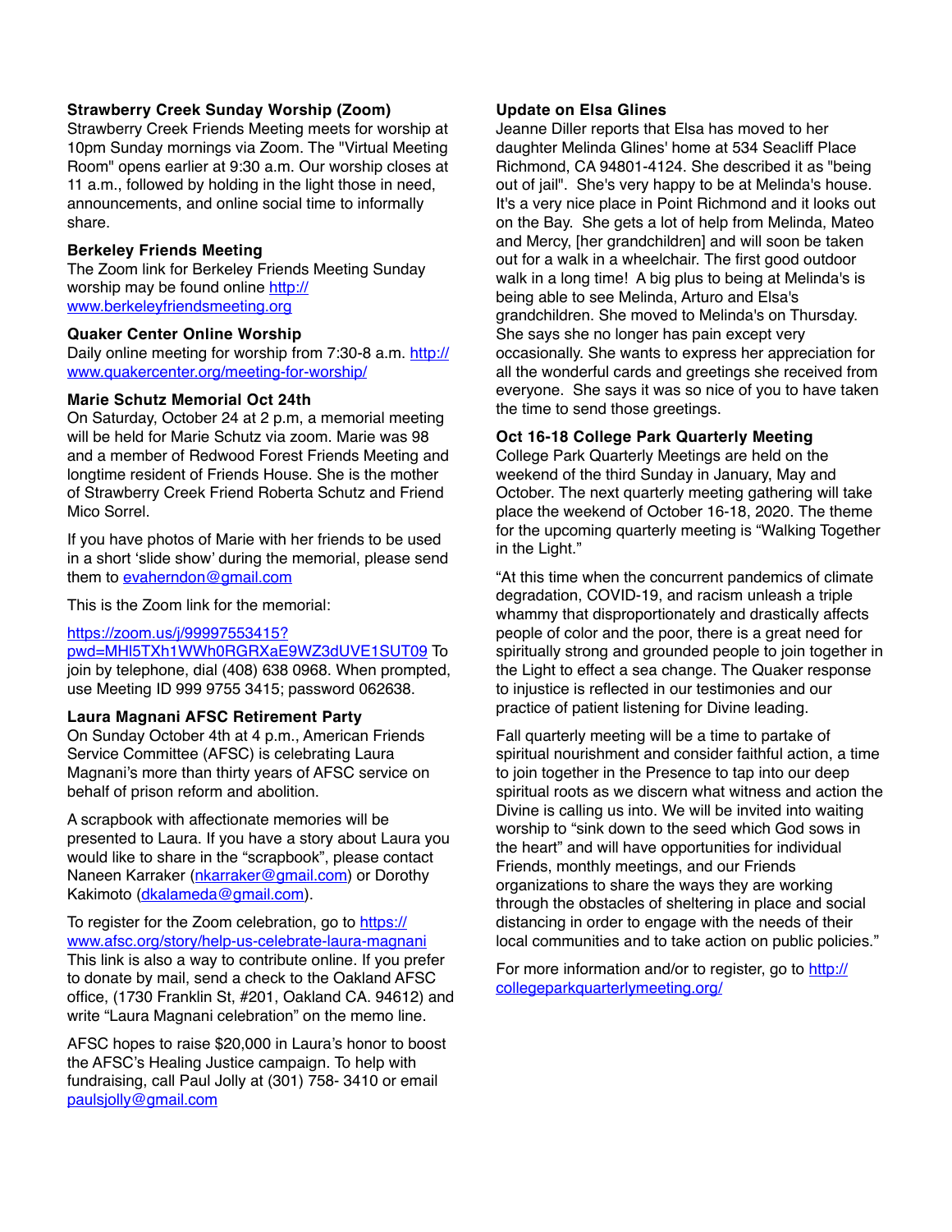### Strawberry Creek Sunday Worship (Zoom)

Strawberry Creek Friends Meeting meets for worship at 10pm Sunday mornings via Zoom. The "Virtual Meeting Room" opens earlier at 9:30 a.m. Our worship closes at 11 a.m., followed by holding in the light those in need, announcements, and online social time to informally share.

### Berkeley Friends Meeting

The Zoom link for Berkeley Friends Meeting Sunday worship may be found online http://www.berkeleyfriendsmeeting.org

### Quaker Center Online Worship

Daily online meeting for worship from 7:30-8 a.m. http://www.quakercenter.org/meeting-for-worship/

### Marie Schutz Memorial Oct 24th

On Saturday, October 24 at 2 p.m, a memorial meeting will be held for Marie Schutz via zoom. Marie was 98 and a member of Redwood Forest Friends Meeting and longtime resident of Friends House. She is the mother of Strawberry Creek Friend Roberta Schutz and Friend Mico Sorrel.

If you have photos of Marie with her friends to be used in a short 'slide show' during the memorial, please send them to evaherndon@gmail.com

This is the Zoom link for the memorial:

https://zoom.us/j/99997553415?pwd=MHl5TXh1WWh0RGRXaE9WZ3dUVE1SUT09 To join by telephone, dial (408) 638 0968. When prompted, use Meeting ID 999 9755 3415; password 062638.

### Laura Magnani AFSC Retirement Party

On Sunday October 4th at 4 p.m., American Friends Service Committee (AFSC) is celebrating Laura Magnani's more than thirty years of AFSC service on behalf of prison reform and abolition.

A scrapbook with affectionate memories will be presented to Laura. If you have a story about Laura you would like to share in the "scrapbook", please contact Naneen Karraker (nkarraker@gmail.com) or Dorothy Kakimoto (dkalameda@gmail.com).

To register for the Zoom celebration, go to https://www.afsc.org/story/help-us-celebrate-laura-magnani This link is also a way to contribute online. If you prefer to donate by mail, send a check to the Oakland AFSC office, (1730 Franklin St, #201, Oakland CA. 94612) and write "Laura Magnani celebration" on the memo line.

AFSC hopes to raise $20,000 in Laura's honor to boost the AFSC's Healing Justice campaign. To help with fundraising, call Paul Jolly at (301) 758- 3410 or email paulsjolly@gmail.com

### Update on Elsa Glines

Jeanne Diller reports that Elsa has moved to her daughter Melinda Glines' home at 534 Seacliff Place Richmond, CA 94801-4124. She described it as "being out of jail". She's very happy to be at Melinda's house. It's a very nice place in Point Richmond and it looks out on the Bay. She gets a lot of help from Melinda, Mateo and Mercy, [her grandchildren] and will soon be taken out for a walk in a wheelchair. The first good outdoor walk in a long time! A big plus to being at Melinda's is being able to see Melinda, Arturo and Elsa's grandchildren. She moved to Melinda's on Thursday. She says she no longer has pain except very occasionally. She wants to express her appreciation for all the wonderful cards and greetings she received from everyone. She says it was so nice of you to have taken the time to send those greetings.

### Oct 16-18 College Park Quarterly Meeting

College Park Quarterly Meetings are held on the weekend of the third Sunday in January, May and October. The next quarterly meeting gathering will take place the weekend of October 16-18, 2020. The theme for the upcoming quarterly meeting is "Walking Together in the Light."

"At this time when the concurrent pandemics of climate degradation, COVID-19, and racism unleash a triple whammy that disproportionately and drastically affects people of color and the poor, there is a great need for spiritually strong and grounded people to join together in the Light to effect a sea change. The Quaker response to injustice is reflected in our testimonies and our practice of patient listening for Divine leading.

Fall quarterly meeting will be a time to partake of spiritual nourishment and consider faithful action, a time to join together in the Presence to tap into our deep spiritual roots as we discern what witness and action the Divine is calling us into. We will be invited into waiting worship to "sink down to the seed which God sows in the heart" and will have opportunities for individual Friends, monthly meetings, and our Friends organizations to share the ways they are working through the obstacles of sheltering in place and social distancing in order to engage with the needs of their local communities and to take action on public policies."

For more information and/or to register, go to http://collegeparkquarterlymeeting.org/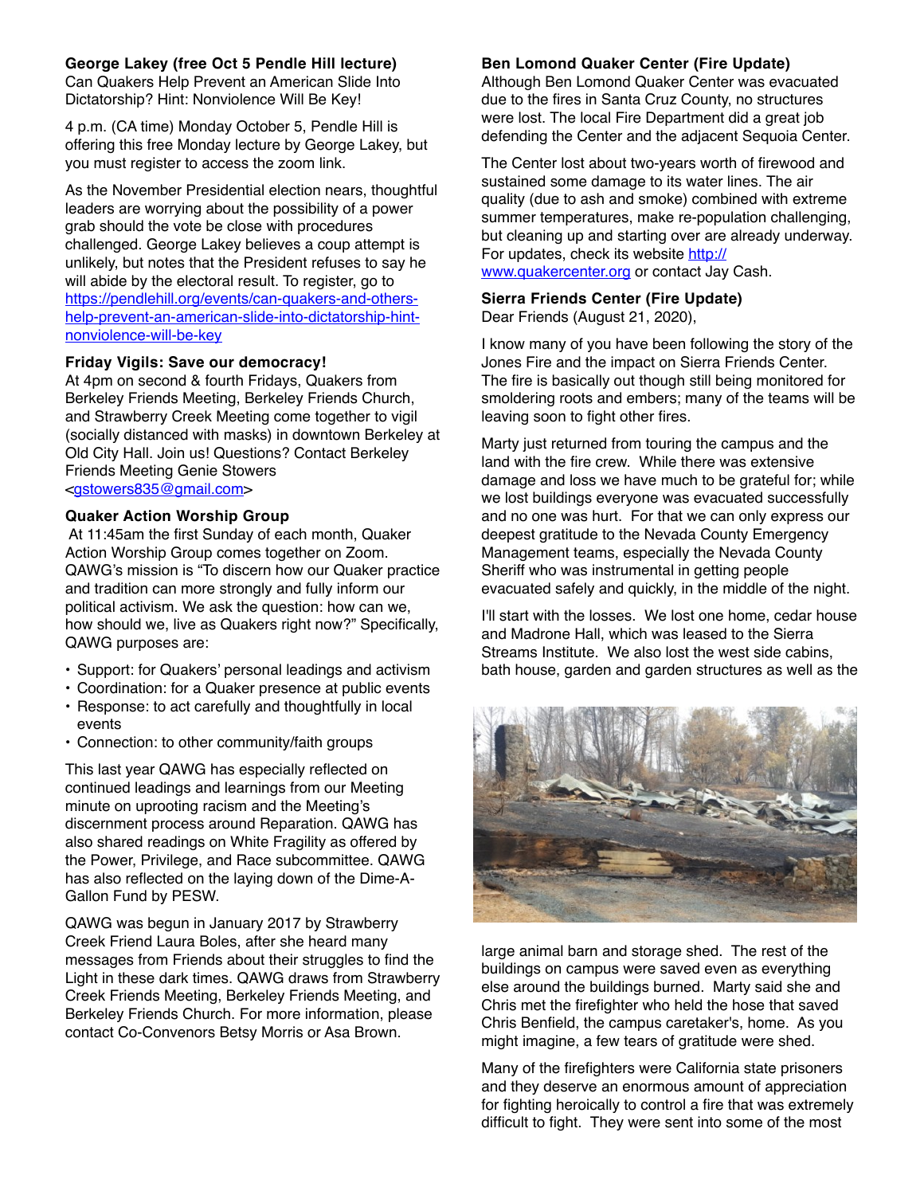**George Lakey (free Oct 5 Pendle Hill lecture)**
Can Quakers Help Prevent an American Slide Into Dictatorship? Hint: Nonviolence Will Be Key!

4 p.m. (CA time) Monday October 5, Pendle Hill is offering this free Monday lecture by George Lakey, but you must register to access the zoom link.

As the November Presidential election nears, thoughtful leaders are worrying about the possibility of a power grab should the vote be close with procedures challenged. George Lakey believes a coup attempt is unlikely, but notes that the President refuses to say he will abide by the electoral result. To register, go to https://pendlehill.org/events/can-quakers-and-others-help-prevent-an-american-slide-into-dictatorship-hint-nonviolence-will-be-key

**Friday Vigils: Save our democracy!**
At 4pm on second & fourth Fridays, Quakers from Berkeley Friends Meeting, Berkeley Friends Church, and Strawberry Creek Meeting come together to vigil (socially distanced with masks) in downtown Berkeley at Old City Hall. Join us! Questions? Contact Berkeley Friends Meeting Genie Stowers <gstowers835@gmail.com>

**Quaker Action Worship Group**
At 11:45am the first Sunday of each month, Quaker Action Worship Group comes together on Zoom. QAWG's mission is "To discern how our Quaker practice and tradition can more strongly and fully inform our political activism. We ask the question: how can we, how should we, live as Quakers right now?" Specifically, QAWG purposes are:

- Support: for Quakers' personal leadings and activism
- Coordination: for a Quaker presence at public events
- Response: to act carefully and thoughtfully in local events
- Connection: to other community/faith groups

This last year QAWG has especially reflected on continued leadings and learnings from our Meeting minute on uprooting racism and the Meeting's discernment process around Reparation. QAWG has also shared readings on White Fragility as offered by the Power, Privilege, and Race subcommittee. QAWG has also reflected on the laying down of the Dime-A-Gallon Fund by PESW.

QAWG was begun in January 2017 by Strawberry Creek Friend Laura Boles, after she heard many messages from Friends about their struggles to find the Light in these dark times. QAWG draws from Strawberry Creek Friends Meeting, Berkeley Friends Meeting, and Berkeley Friends Church. For more information, please contact Co-Convenors Betsy Morris or Asa Brown.

**Ben Lomond Quaker Center (Fire Update)**
Although Ben Lomond Quaker Center was evacuated due to the fires in Santa Cruz County, no structures were lost. The local Fire Department did a great job defending the Center and the adjacent Sequoia Center.

The Center lost about two-years worth of firewood and sustained some damage to its water lines. The air quality (due to ash and smoke) combined with extreme summer temperatures, make re-population challenging, but cleaning up and starting over are already underway. For updates, check its website http://www.quakercenter.org or contact Jay Cash.

**Sierra Friends Center (Fire Update)**
Dear Friends (August 21, 2020),

I know many of you have been following the story of the Jones Fire and the impact on Sierra Friends Center. The fire is basically out though still being monitored for smoldering roots and embers; many of the teams will be leaving soon to fight other fires.

Marty just returned from touring the campus and the land with the fire crew. While there was extensive damage and loss we have much to be grateful for; while we lost buildings everyone was evacuated successfully and no one was hurt. For that we can only express our deepest gratitude to the Nevada County Emergency Management teams, especially the Nevada County Sheriff who was instrumental in getting people evacuated safely and quickly, in the middle of the night.

I'll start with the losses. We lost one home, cedar house and Madrone Hall, which was leased to the Sierra Streams Institute. We also lost the west side cabins, bath house, garden and garden structures as well as the large animal barn and storage shed. The rest of the buildings on campus were saved even as everything else around the buildings burned. Marty said she and Chris met the firefighter who held the hose that saved Chris Benfield, the campus caretaker's, home. As you might imagine, a few tears of gratitude were shed.

Many of the firefighters were California state prisoners and they deserve an enormous amount of appreciation for fighting heroically to control a fire that was extremely difficult to fight. They were sent into some of the most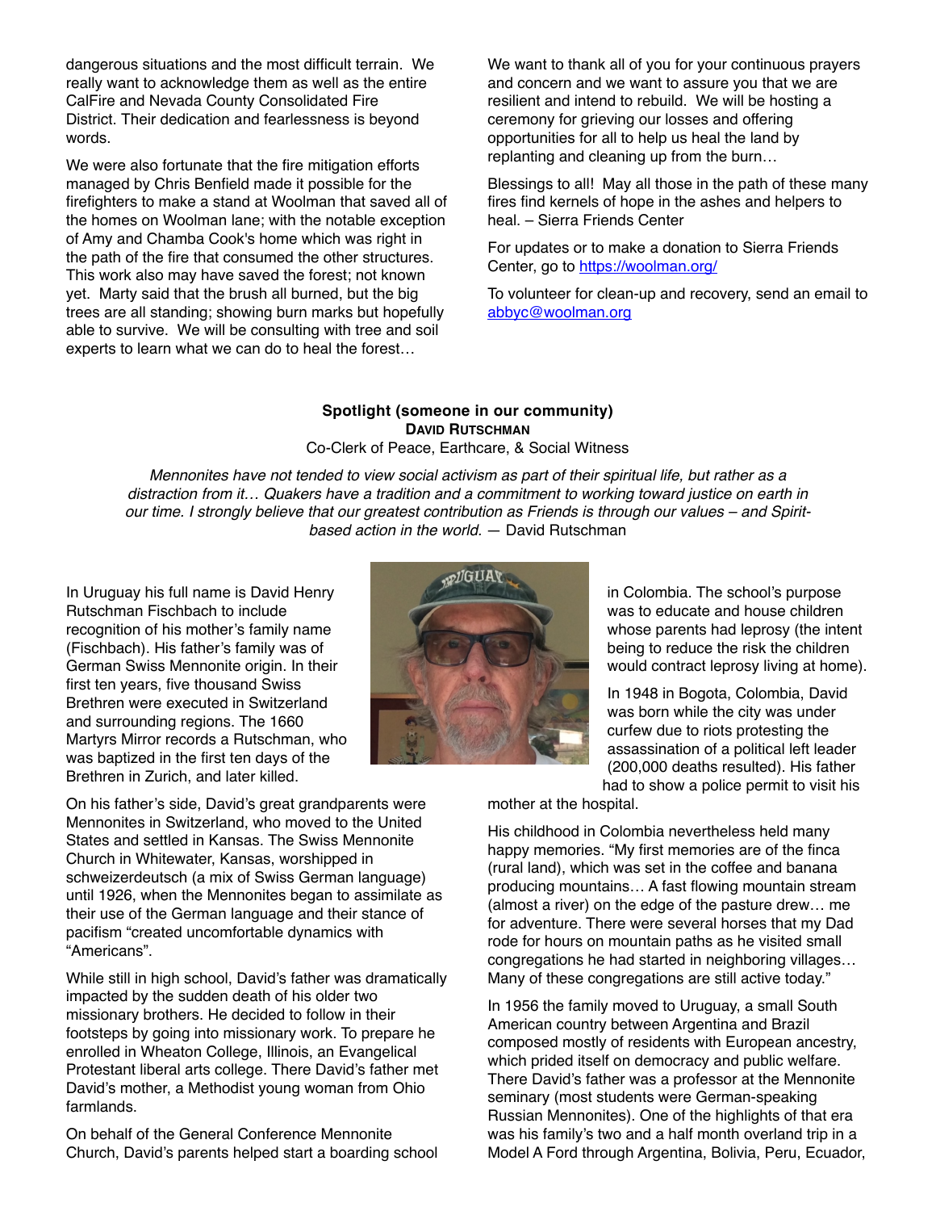dangerous situations and the most difficult terrain. We really want to acknowledge them as well as the entire CalFire and Nevada County Consolidated Fire District. Their dedication and fearlessness is beyond words.

We were also fortunate that the fire mitigation efforts managed by Chris Benfield made it possible for the firefighters to make a stand at Woolman that saved all of the homes on Woolman lane; with the notable exception of Amy and Chamba Cook's home which was right in the path of the fire that consumed the other structures. This work also may have saved the forest; not known yet. Marty said that the brush all burned, but the big trees are all standing; showing burn marks but hopefully able to survive. We will be consulting with tree and soil experts to learn what we can do to heal the forest…

We want to thank all of you for your continuous prayers and concern and we want to assure you that we are resilient and intend to rebuild. We will be hosting a ceremony for grieving our losses and offering opportunities for all to help us heal the land by replanting and cleaning up from the burn…

Blessings to all! May all those in the path of these many fires find kernels of hope in the ashes and helpers to heal. – Sierra Friends Center

For updates or to make a donation to Sierra Friends Center, go to https://woolman.org/

To volunteer for clean-up and recovery, send an email to abbyc@woolman.org

## Spotlight (someone in our community)

### David Rutschman

Co-Clerk of Peace, Earthcare, & Social Witness

*Mennonites have not tended to view social activism as part of their spiritual life, but rather as a distraction from it… Quakers have a tradition and a commitment to working toward justice on earth in our time. I strongly believe that our greatest contribution as Friends is through our values – and Spirit-based action in the world.* — David Rutschman

In Uruguay his full name is David Henry Rutschman Fischbach to include recognition of his mother's family name (Fischbach). His father's family was of German Swiss Mennonite origin. In their first ten years, five thousand Swiss Brethren were executed in Switzerland and surrounding regions. The 1660 Martyrs Mirror records a Rutschman, who was baptized in the first ten days of the Brethren in Zurich, and later killed.

On his father's side, David's great grandparents were Mennonites in Switzerland, who moved to the United States and settled in Kansas. The Swiss Mennonite Church in Whitewater, Kansas, worshipped in schweizerdeutsch (a mix of Swiss German language) until 1926, when the Mennonites began to assimilate as their use of the German language and their stance of pacifism "created uncomfortable dynamics with "Americans".

While still in high school, David's father was dramatically impacted by the sudden death of his older two missionary brothers. He decided to follow in their footsteps by going into missionary work. To prepare he enrolled in Wheaton College, Illinois, an Evangelical Protestant liberal arts college. There David's father met David's mother, a Methodist young woman from Ohio farmlands.

On behalf of the General Conference Mennonite Church, David's parents helped start a boarding school in Colombia. The school's purpose was to educate and house children whose parents had leprosy (the intent being to reduce the risk the children would contract leprosy living at home).

In 1948 in Bogota, Colombia, David was born while the city was under curfew due to riots protesting the assassination of a political left leader (200,000 deaths resulted). His father had to show a police permit to visit his mother at the hospital.

His childhood in Colombia nevertheless held many happy memories. "My first memories are of the finca (rural land), which was set in the coffee and banana producing mountains… A fast flowing mountain stream (almost a river) on the edge of the pasture drew… me for adventure. There were several horses that my Dad rode for hours on mountain paths as he visited small congregations he had started in neighboring villages… Many of these congregations are still active today."

In 1956 the family moved to Uruguay, a small South American country between Argentina and Brazil composed mostly of residents with European ancestry, which prided itself on democracy and public welfare. There David's father was a professor at the Mennonite seminary (most students were German-speaking Russian Mennonites). One of the highlights of that era was his family's two and a half month overland trip in a Model A Ford through Argentina, Bolivia, Peru, Ecuador,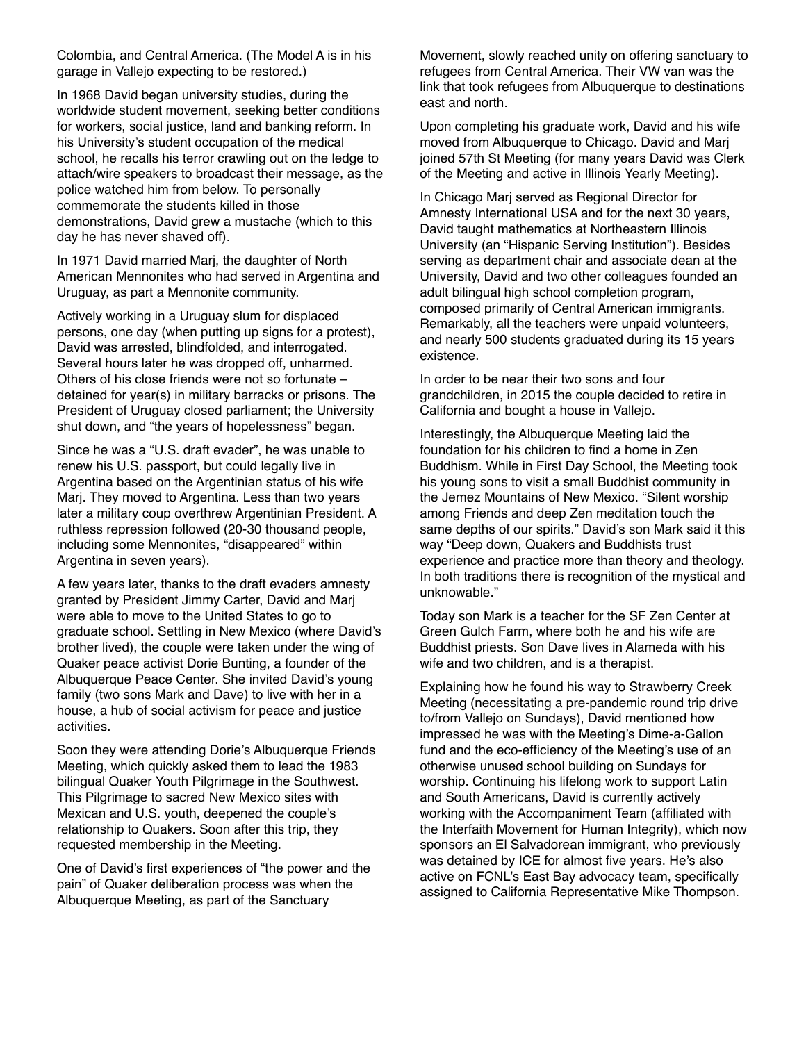Colombia, and Central America. (The Model A is in his garage in Vallejo expecting to be restored.)

In 1968 David began university studies, during the worldwide student movement, seeking better conditions for workers, social justice, land and banking reform. In his University's student occupation of the medical school, he recalls his terror crawling out on the ledge to attach/wire speakers to broadcast their message, as the police watched him from below. To personally commemorate the students killed in those demonstrations, David grew a mustache (which to this day he has never shaved off).

In 1971 David married Marj, the daughter of North American Mennonites who had served in Argentina and Uruguay, as part a Mennonite community.

Actively working in a Uruguay slum for displaced persons, one day (when putting up signs for a protest), David was arrested, blindfolded, and interrogated. Several hours later he was dropped off, unharmed. Others of his close friends were not so fortunate – detained for year(s) in military barracks or prisons. The President of Uruguay closed parliament; the University shut down, and "the years of hopelessness" began.

Since he was a "U.S. draft evader", he was unable to renew his U.S. passport, but could legally live in Argentina based on the Argentinian status of his wife Marj. They moved to Argentina. Less than two years later a military coup overthrew Argentinian President. A ruthless repression followed (20-30 thousand people, including some Mennonites, "disappeared" within Argentina in seven years).

A few years later, thanks to the draft evaders amnesty granted by President Jimmy Carter, David and Marj were able to move to the United States to go to graduate school. Settling in New Mexico (where David's brother lived), the couple were taken under the wing of Quaker peace activist Dorie Bunting, a founder of the Albuquerque Peace Center. She invited David's young family (two sons Mark and Dave) to live with her in a house, a hub of social activism for peace and justice activities.

Soon they were attending Dorie's Albuquerque Friends Meeting, which quickly asked them to lead the 1983 bilingual Quaker Youth Pilgrimage in the Southwest. This Pilgrimage to sacred New Mexico sites with Mexican and U.S. youth, deepened the couple's relationship to Quakers. Soon after this trip, they requested membership in the Meeting.

One of David's first experiences of "the power and the pain" of Quaker deliberation process was when the Albuquerque Meeting, as part of the Sanctuary Movement, slowly reached unity on offering sanctuary to refugees from Central America. Their VW van was the link that took refugees from Albuquerque to destinations east and north.

Upon completing his graduate work, David and his wife moved from Albuquerque to Chicago. David and Marj joined 57th St Meeting (for many years David was Clerk of the Meeting and active in Illinois Yearly Meeting).

In Chicago Marj served as Regional Director for Amnesty International USA and for the next 30 years, David taught mathematics at Northeastern Illinois University (an "Hispanic Serving Institution"). Besides serving as department chair and associate dean at the University, David and two other colleagues founded an adult bilingual high school completion program, composed primarily of Central American immigrants. Remarkably, all the teachers were unpaid volunteers, and nearly 500 students graduated during its 15 years existence.

In order to be near their two sons and four grandchildren, in 2015 the couple decided to retire in California and bought a house in Vallejo.

Interestingly, the Albuquerque Meeting laid the foundation for his children to find a home in Zen Buddhism. While in First Day School, the Meeting took his young sons to visit a small Buddhist community in the Jemez Mountains of New Mexico. "Silent worship among Friends and deep Zen meditation touch the same depths of our spirits." David's son Mark said it this way "Deep down, Quakers and Buddhists trust experience and practice more than theory and theology. In both traditions there is recognition of the mystical and unknowable."

Today son Mark is a teacher for the SF Zen Center at Green Gulch Farm, where both he and his wife are Buddhist priests. Son Dave lives in Alameda with his wife and two children, and is a therapist.

Explaining how he found his way to Strawberry Creek Meeting (necessitating a pre-pandemic round trip drive to/from Vallejo on Sundays), David mentioned how impressed he was with the Meeting's Dime-a-Gallon fund and the eco-efficiency of the Meeting's use of an otherwise unused school building on Sundays for worship. Continuing his lifelong work to support Latin and South Americans, David is currently actively working with the Accompaniment Team (affiliated with the Interfaith Movement for Human Integrity), which now sponsors an El Salvadorean immigrant, who previously was detained by ICE for almost five years. He's also active on FCNL's East Bay advocacy team, specifically assigned to California Representative Mike Thompson.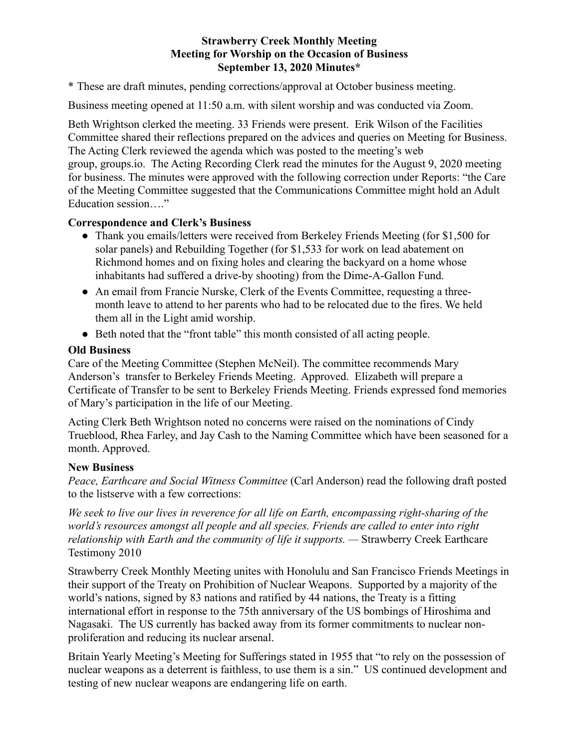**Strawberry Creek Monthly Meeting**
**Meeting for Worship on the Occasion of Business**
**September 13, 2020 Minutes***

* These are draft minutes, pending corrections/approval at October business meeting.

Business meeting opened at 11:50 a.m. with silent worship and was conducted via Zoom.

Beth Wrightson clerked the meeting. 33 Friends were present. Erik Wilson of the Facilities Committee shared their reflections prepared on the advices and queries on Meeting for Business. The Acting Clerk reviewed the agenda which was posted to the meeting's web group, groups.io. The Acting Recording Clerk read the minutes for the August 9, 2020 meeting for business. The minutes were approved with the following correction under Reports: "the Care of the Meeting Committee suggested that the Communications Committee might hold an Adult Education session…."

### Correspondence and Clerk's Business

- Thank you emails/letters were received from Berkeley Friends Meeting (for $1,500 for solar panels) and Rebuilding Together (for $1,533 for work on lead abatement on Richmond homes and on fixing holes and clearing the backyard on a home whose inhabitants had suffered a drive-by shooting) from the Dime-A-Gallon Fund.
- An email from Francie Nurske, Clerk of the Events Committee, requesting a three-month leave to attend to her parents who had to be relocated due to the fires. We held them all in the Light amid worship.
- Beth noted that the "front table" this month consisted of all acting people.

### Old Business

Care of the Meeting Committee (Stephen McNeil). The committee recommends Mary Anderson's transfer to Berkeley Friends Meeting. Approved. Elizabeth will prepare a Certificate of Transfer to be sent to Berkeley Friends Meeting. Friends expressed fond memories of Mary's participation in the life of our Meeting.

Acting Clerk Beth Wrightson noted no concerns were raised on the nominations of Cindy Trueblood, Rhea Farley, and Jay Cash to the Naming Committee which have been seasoned for a month. Approved.

### New Business

*Peace, Earthcare and Social Witness Committee* (Carl Anderson) read the following draft posted to the listserve with a few corrections:

*We seek to live our lives in reverence for all life on Earth, encompassing right-sharing of the world's resources amongst all people and all species. Friends are called to enter into right relationship with Earth and the community of life it supports.* — Strawberry Creek Earthcare Testimony 2010

Strawberry Creek Monthly Meeting unites with Honolulu and San Francisco Friends Meetings in their support of the Treaty on Prohibition of Nuclear Weapons. Supported by a majority of the world's nations, signed by 83 nations and ratified by 44 nations, the Treaty is a fitting international effort in response to the 75th anniversary of the US bombings of Hiroshima and Nagasaki. The US currently has backed away from its former commitments to nuclear non-proliferation and reducing its nuclear arsenal.

Britain Yearly Meeting's Meeting for Sufferings stated in 1955 that "to rely on the possession of nuclear weapons as a deterrent is faithless, to use them is a sin." US continued development and testing of new nuclear weapons are endangering life on earth.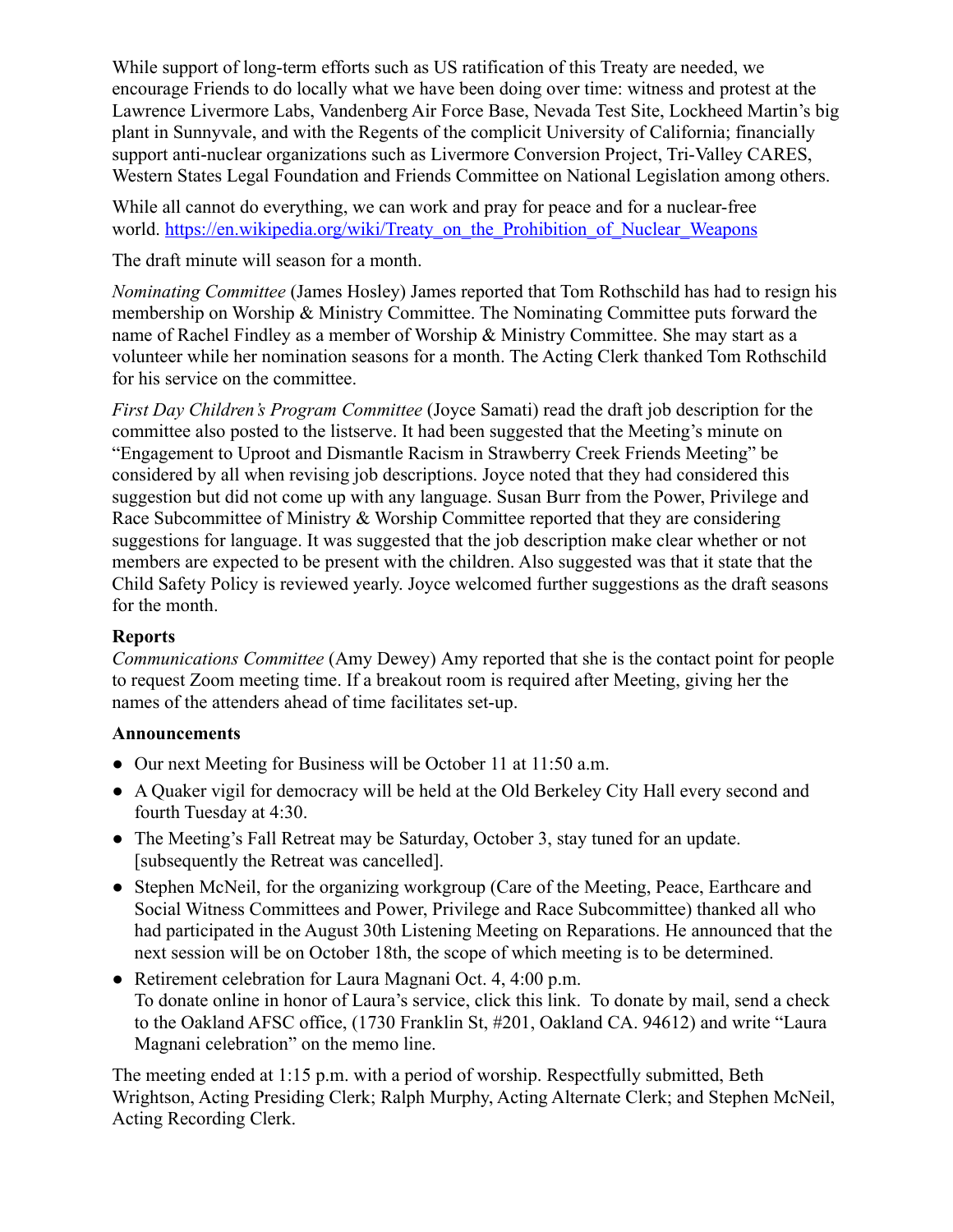While support of long-term efforts such as US ratification of this Treaty are needed, we encourage Friends to do locally what we have been doing over time: witness and protest at the Lawrence Livermore Labs, Vandenberg Air Force Base, Nevada Test Site, Lockheed Martin's big plant in Sunnyvale, and with the Regents of the complicit University of California; financially support anti-nuclear organizations such as Livermore Conversion Project, Tri-Valley CARES, Western States Legal Foundation and Friends Committee on National Legislation among others.

While all cannot do everything, we can work and pray for peace and for a nuclear-free world. https://en.wikipedia.org/wiki/Treaty_on_the_Prohibition_of_Nuclear_Weapons

The draft minute will season for a month.

*Nominating Committee* (James Hosley) James reported that Tom Rothschild has had to resign his membership on Worship & Ministry Committee. The Nominating Committee puts forward the name of Rachel Findley as a member of Worship & Ministry Committee. She may start as a volunteer while her nomination seasons for a month. The Acting Clerk thanked Tom Rothschild for his service on the committee.

*First Day Children's Program Committee* (Joyce Samati) read the draft job description for the committee also posted to the listserve. It had been suggested that the Meeting's minute on "Engagement to Uproot and Dismantle Racism in Strawberry Creek Friends Meeting" be considered by all when revising job descriptions. Joyce noted that they had considered this suggestion but did not come up with any language. Susan Burr from the Power, Privilege and Race Subcommittee of Ministry & Worship Committee reported that they are considering suggestions for language. It was suggested that the job description make clear whether or not members are expected to be present with the children. Also suggested was that it state that the Child Safety Policy is reviewed yearly. Joyce welcomed further suggestions as the draft seasons for the month.

**Reports**

*Communications Committee* (Amy Dewey) Amy reported that she is the contact point for people to request Zoom meeting time. If a breakout room is required after Meeting, giving her the names of the attenders ahead of time facilitates set-up.

**Announcements**

- Our next Meeting for Business will be October 11 at 11:50 a.m.
- A Quaker vigil for democracy will be held at the Old Berkeley City Hall every second and fourth Tuesday at 4:30.
- The Meeting's Fall Retreat may be Saturday, October 3, stay tuned for an update. [subsequently the Retreat was cancelled].
- Stephen McNeil, for the organizing workgroup (Care of the Meeting, Peace, Earthcare and Social Witness Committees and Power, Privilege and Race Subcommittee) thanked all who had participated in the August 30th Listening Meeting on Reparations. He announced that the next session will be on October 18th, the scope of which meeting is to be determined.
- Retirement celebration for Laura Magnani Oct. 4, 4:00 p.m.
  To donate online in honor of Laura's service, click this link. To donate by mail, send a check to the Oakland AFSC office, (1730 Franklin St, #201, Oakland CA. 94612) and write "Laura Magnani celebration" on the memo line.

The meeting ended at 1:15 p.m. with a period of worship. Respectfully submitted, Beth Wrightson, Acting Presiding Clerk; Ralph Murphy, Acting Alternate Clerk; and Stephen McNeil, Acting Recording Clerk.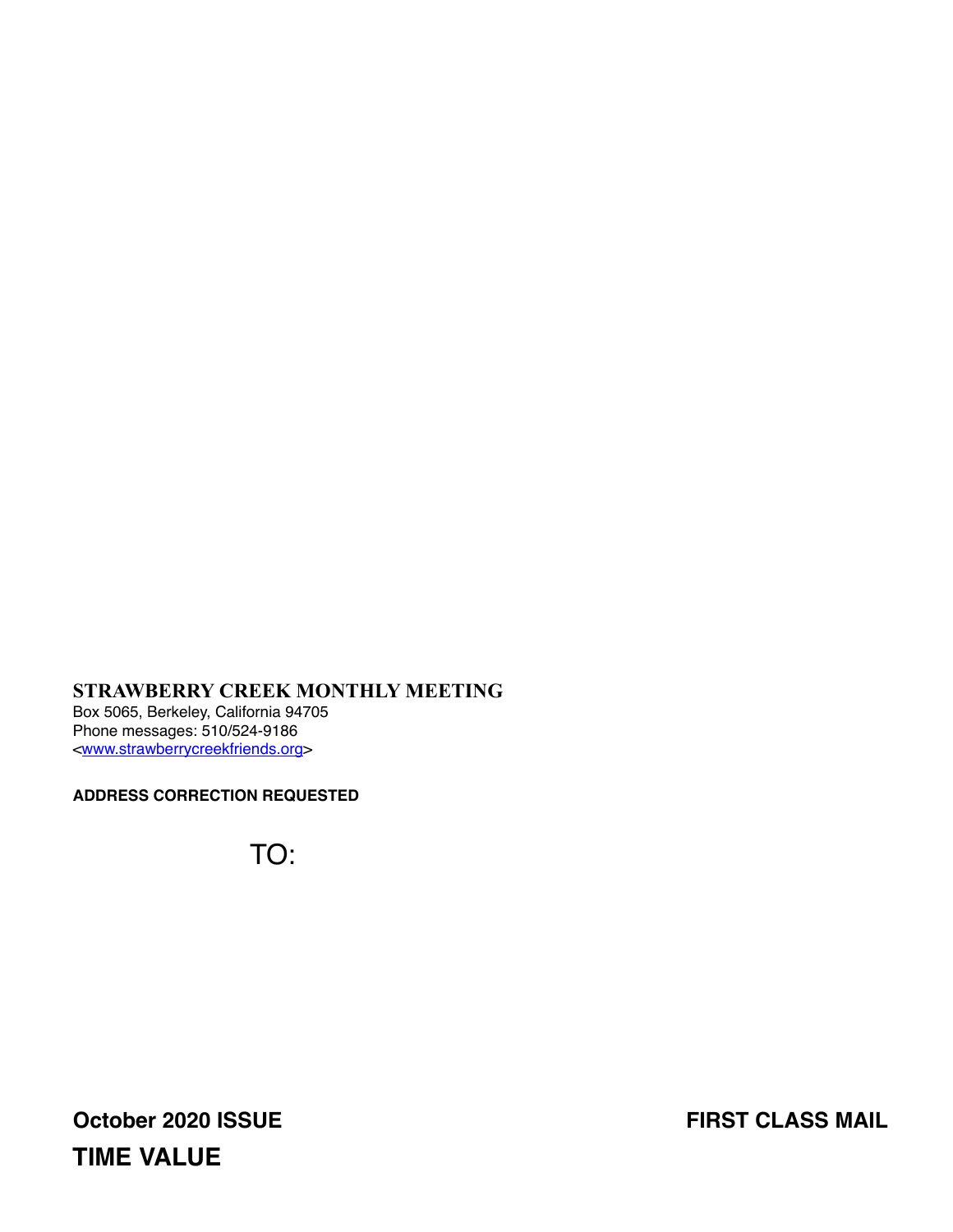**STRAWBERRY CREEK MONTHLY MEETING**
Box 5065, Berkeley, California 94705
Phone messages: 510/524-9186
<www.strawberrycreekfriends.org>

**ADDRESS CORRECTION REQUESTED**

TO:

**October 2020 ISSUE**

**FIRST CLASS MAIL**

**TIME VALUE**